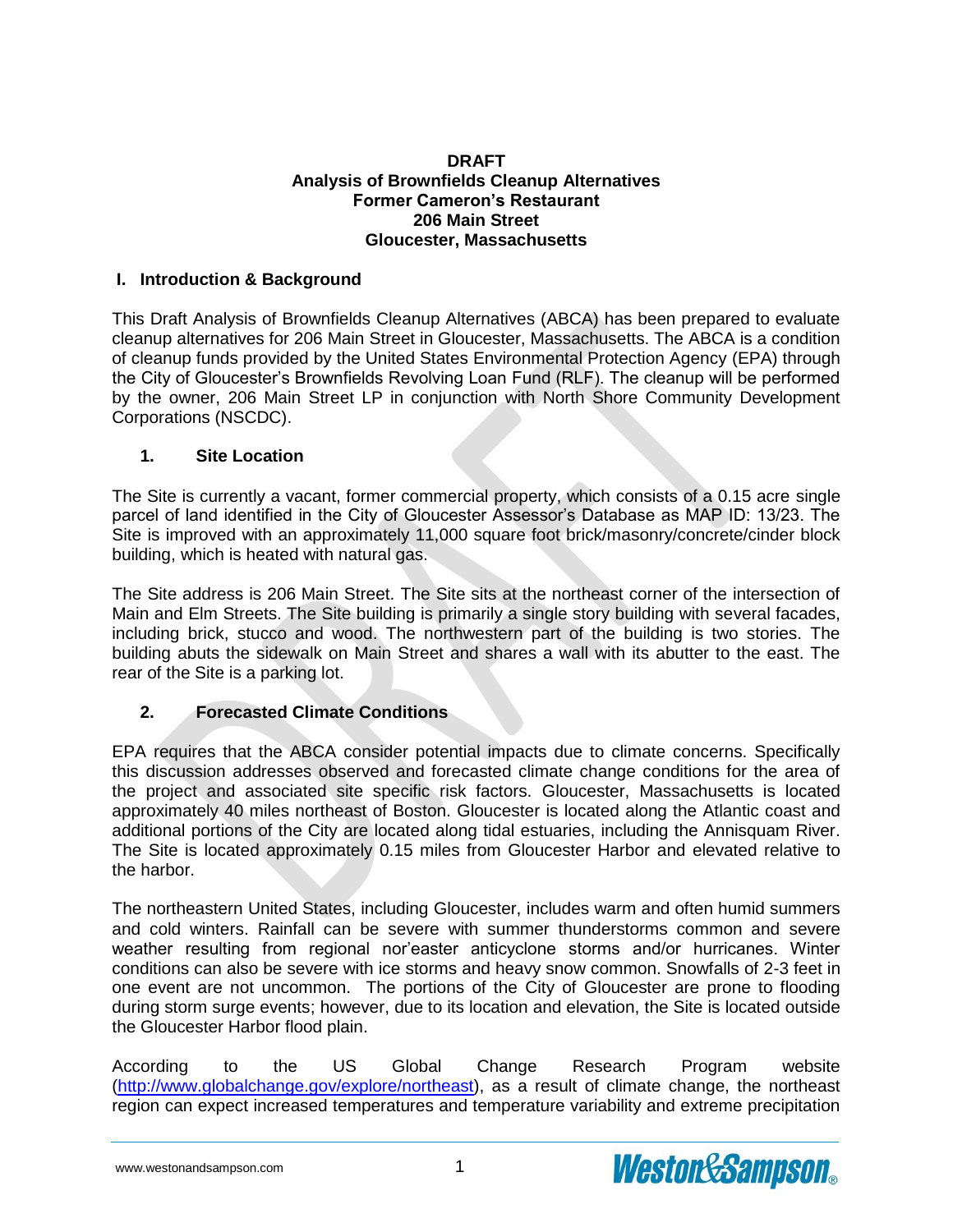**DRAFT**
**Analysis of Brownfields Cleanup Alternatives**
**Former Cameron's Restaurant**
**206 Main Street**
**Gloucester, Massachusetts**

## I. Introduction & Background

This Draft Analysis of Brownfields Cleanup Alternatives (ABCA) has been prepared to evaluate cleanup alternatives for 206 Main Street in Gloucester, Massachusetts. The ABCA is a condition of cleanup funds provided by the United States Environmental Protection Agency (EPA) through the City of Gloucester's Brownfields Revolving Loan Fund (RLF). The cleanup will be performed by the owner, 206 Main Street LP in conjunction with North Shore Community Development Corporations (NSCDC).

### 1. Site Location

The Site is currently a vacant, former commercial property, which consists of a 0.15 acre single parcel of land identified in the City of Gloucester Assessor's Database as MAP ID: 13/23. The Site is improved with an approximately 11,000 square foot brick/masonry/concrete/cinder block building, which is heated with natural gas.

The Site address is 206 Main Street. The Site sits at the northeast corner of the intersection of Main and Elm Streets. The Site building is primarily a single story building with several facades, including brick, stucco and wood. The northwestern part of the building is two stories. The building abuts the sidewalk on Main Street and shares a wall with its abutter to the east. The rear of the Site is a parking lot.

### 2. Forecasted Climate Conditions

EPA requires that the ABCA consider potential impacts due to climate concerns. Specifically this discussion addresses observed and forecasted climate change conditions for the area of the project and associated site specific risk factors. Gloucester, Massachusetts is located approximately 40 miles northeast of Boston. Gloucester is located along the Atlantic coast and additional portions of the City are located along tidal estuaries, including the Annisquam River. The Site is located approximately 0.15 miles from Gloucester Harbor and elevated relative to the harbor.

The northeastern United States, including Gloucester, includes warm and often humid summers and cold winters. Rainfall can be severe with summer thunderstorms common and severe weather resulting from regional nor'easter anticyclone storms and/or hurricanes. Winter conditions can also be severe with ice storms and heavy snow common. Snowfalls of 2-3 feet in one event are not uncommon. The portions of the City of Gloucester are prone to flooding during storm surge events; however, due to its location and elevation, the Site is located outside the Gloucester Harbor flood plain.

According to the US Global Change Research Program website (http://www.globalchange.gov/explore/northeast), as a result of climate change, the northeast region can expect increased temperatures and temperature variability and extreme precipitation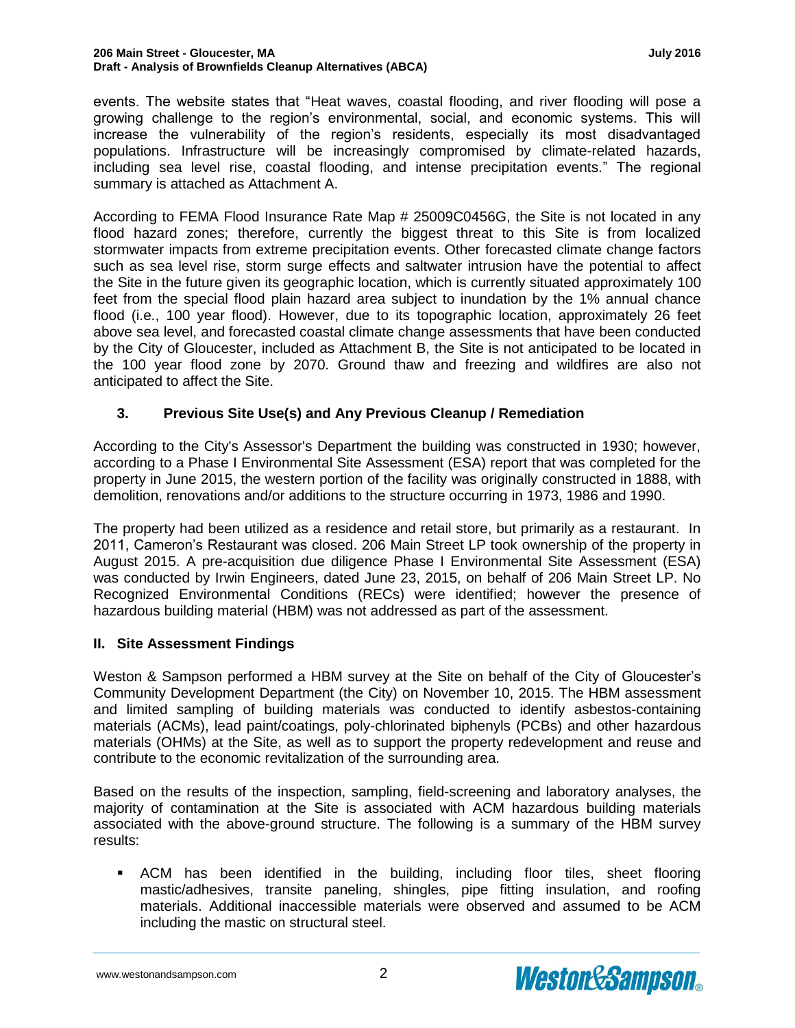events. The website states that "Heat waves, coastal flooding, and river flooding will pose a growing challenge to the region's environmental, social, and economic systems. This will increase the vulnerability of the region's residents, especially its most disadvantaged populations. Infrastructure will be increasingly compromised by climate-related hazards, including sea level rise, coastal flooding, and intense precipitation events." The regional summary is attached as Attachment A.

According to FEMA Flood Insurance Rate Map # 25009C0456G, the Site is not located in any flood hazard zones; therefore, currently the biggest threat to this Site is from localized stormwater impacts from extreme precipitation events. Other forecasted climate change factors such as sea level rise, storm surge effects and saltwater intrusion have the potential to affect the Site in the future given its geographic location, which is currently situated approximately 100 feet from the special flood plain hazard area subject to inundation by the 1% annual chance flood (i.e., 100 year flood). However, due to its topographic location, approximately 26 feet above sea level, and forecasted coastal climate change assessments that have been conducted by the City of Gloucester, included as Attachment B, the Site is not anticipated to be located in the 100 year flood zone by 2070. Ground thaw and freezing and wildfires are also not anticipated to affect the Site.

### 3. Previous Site Use(s) and Any Previous Cleanup / Remediation

According to the City's Assessor's Department the building was constructed in 1930; however, according to a Phase I Environmental Site Assessment (ESA) report that was completed for the property in June 2015, the western portion of the facility was originally constructed in 1888, with demolition, renovations and/or additions to the structure occurring in 1973, 1986 and 1990.

The property had been utilized as a residence and retail store, but primarily as a restaurant. In 2011, Cameron's Restaurant was closed. 206 Main Street LP took ownership of the property in August 2015. A pre-acquisition due diligence Phase I Environmental Site Assessment (ESA) was conducted by Irwin Engineers, dated June 23, 2015, on behalf of 206 Main Street LP. No Recognized Environmental Conditions (RECs) were identified; however the presence of hazardous building material (HBM) was not addressed as part of the assessment.

## II. Site Assessment Findings

Weston & Sampson performed a HBM survey at the Site on behalf of the City of Gloucester's Community Development Department (the City) on November 10, 2015. The HBM assessment and limited sampling of building materials was conducted to identify asbestos-containing materials (ACMs), lead paint/coatings, poly-chlorinated biphenyls (PCBs) and other hazardous materials (OHMs) at the Site, as well as to support the property redevelopment and reuse and contribute to the economic revitalization of the surrounding area.

Based on the results of the inspection, sampling, field-screening and laboratory analyses, the majority of contamination at the Site is associated with ACM hazardous building materials associated with the above-ground structure. The following is a summary of the HBM survey results:

- ACM has been identified in the building, including floor tiles, sheet flooring mastic/adhesives, transite paneling, shingles, pipe fitting insulation, and roofing materials. Additional inaccessible materials were observed and assumed to be ACM including the mastic on structural steel.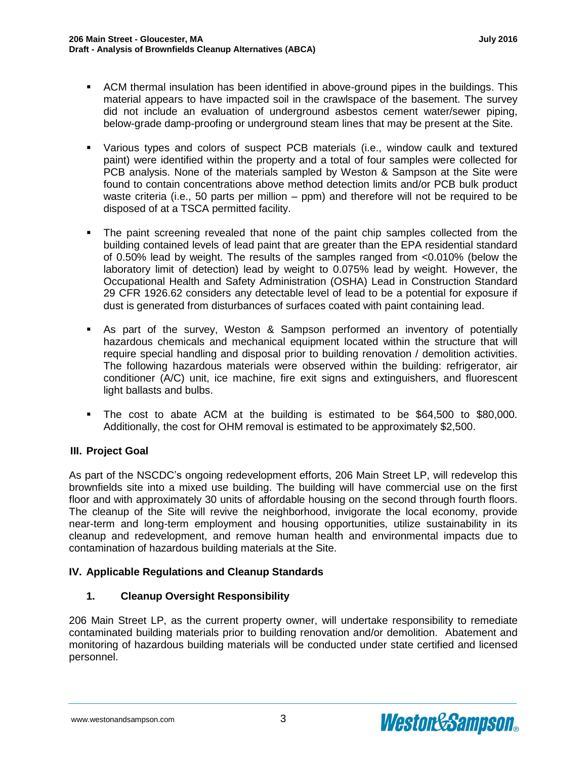- ACM thermal insulation has been identified in above-ground pipes in the buildings. This material appears to have impacted soil in the crawlspace of the basement. The survey did not include an evaluation of underground asbestos cement water/sewer piping, below-grade damp-proofing or underground steam lines that may be present at the Site.

- Various types and colors of suspect PCB materials (i.e., window caulk and textured paint) were identified within the property and a total of four samples were collected for PCB analysis. None of the materials sampled by Weston & Sampson at the Site were found to contain concentrations above method detection limits and/or PCB bulk product waste criteria (i.e., 50 parts per million – ppm) and therefore will not be required to be disposed of at a TSCA permitted facility.

- The paint screening revealed that none of the paint chip samples collected from the building contained levels of lead paint that are greater than the EPA residential standard of 0.50% lead by weight. The results of the samples ranged from <0.010% (below the laboratory limit of detection) lead by weight to 0.075% lead by weight. However, the Occupational Health and Safety Administration (OSHA) Lead in Construction Standard 29 CFR 1926.62 considers any detectable level of lead to be a potential for exposure if dust is generated from disturbances of surfaces coated with paint containing lead.

- As part of the survey, Weston & Sampson performed an inventory of potentially hazardous chemicals and mechanical equipment located within the structure that will require special handling and disposal prior to building renovation / demolition activities. The following hazardous materials were observed within the building: refrigerator, air conditioner (A/C) unit, ice machine, fire exit signs and extinguishers, and fluorescent light ballasts and bulbs.

- The cost to abate ACM at the building is estimated to be $64,500 to $80,000. Additionally, the cost for OHM removal is estimated to be approximately $2,500.

## III. Project Goal

As part of the NSCDC's ongoing redevelopment efforts, 206 Main Street LP, will redevelop this brownfields site into a mixed use building. The building will have commercial use on the first floor and with approximately 30 units of affordable housing on the second through fourth floors. The cleanup of the Site will revive the neighborhood, invigorate the local economy, provide near-term and long-term employment and housing opportunities, utilize sustainability in its cleanup and redevelopment, and remove human health and environmental impacts due to contamination of hazardous building materials at the Site.

## IV. Applicable Regulations and Cleanup Standards

### 1. Cleanup Oversight Responsibility

206 Main Street LP, as the current property owner, will undertake responsibility to remediate contaminated building materials prior to building renovation and/or demolition. Abatement and monitoring of hazardous building materials will be conducted under state certified and licensed personnel.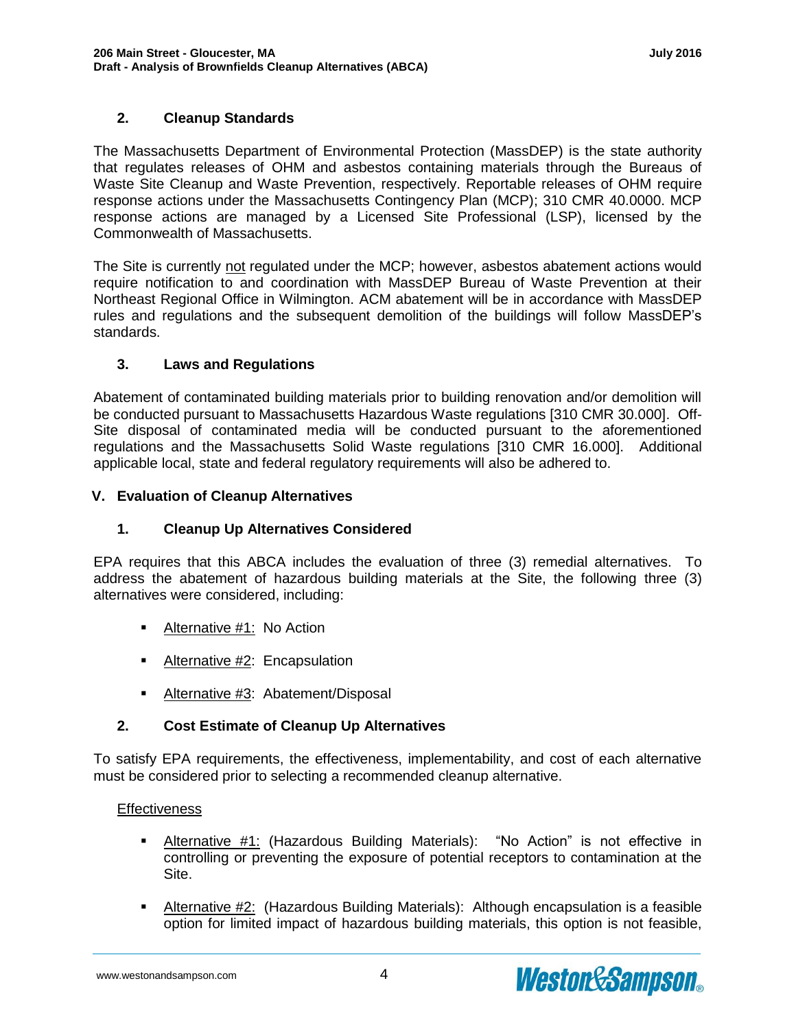## 2. Cleanup Standards

The Massachusetts Department of Environmental Protection (MassDEP) is the state authority that regulates releases of OHM and asbestos containing materials through the Bureaus of Waste Site Cleanup and Waste Prevention, respectively. Reportable releases of OHM require response actions under the Massachusetts Contingency Plan (MCP); 310 CMR 40.0000. MCP response actions are managed by a Licensed Site Professional (LSP), licensed by the Commonwealth of Massachusetts.

The Site is currently not regulated under the MCP; however, asbestos abatement actions would require notification to and coordination with MassDEP Bureau of Waste Prevention at their Northeast Regional Office in Wilmington. ACM abatement will be in accordance with MassDEP rules and regulations and the subsequent demolition of the buildings will follow MassDEP's standards.

## 3. Laws and Regulations

Abatement of contaminated building materials prior to building renovation and/or demolition will be conducted pursuant to Massachusetts Hazardous Waste regulations [310 CMR 30.000]. Off-Site disposal of contaminated media will be conducted pursuant to the aforementioned regulations and the Massachusetts Solid Waste regulations [310 CMR 16.000]. Additional applicable local, state and federal regulatory requirements will also be adhered to.

# V. Evaluation of Cleanup Alternatives

## 1. Cleanup Up Alternatives Considered

EPA requires that this ABCA includes the evaluation of three (3) remedial alternatives. To address the abatement of hazardous building materials at the Site, the following three (3) alternatives were considered, including:

- Alternative #1: No Action
- Alternative #2: Encapsulation
- Alternative #3: Abatement/Disposal

## 2. Cost Estimate of Cleanup Up Alternatives

To satisfy EPA requirements, the effectiveness, implementability, and cost of each alternative must be considered prior to selecting a recommended cleanup alternative.

Effectiveness

- Alternative #1: (Hazardous Building Materials): "No Action" is not effective in controlling or preventing the exposure of potential receptors to contamination at the Site.
- Alternative #2: (Hazardous Building Materials): Although encapsulation is a feasible option for limited impact of hazardous building materials, this option is not feasible,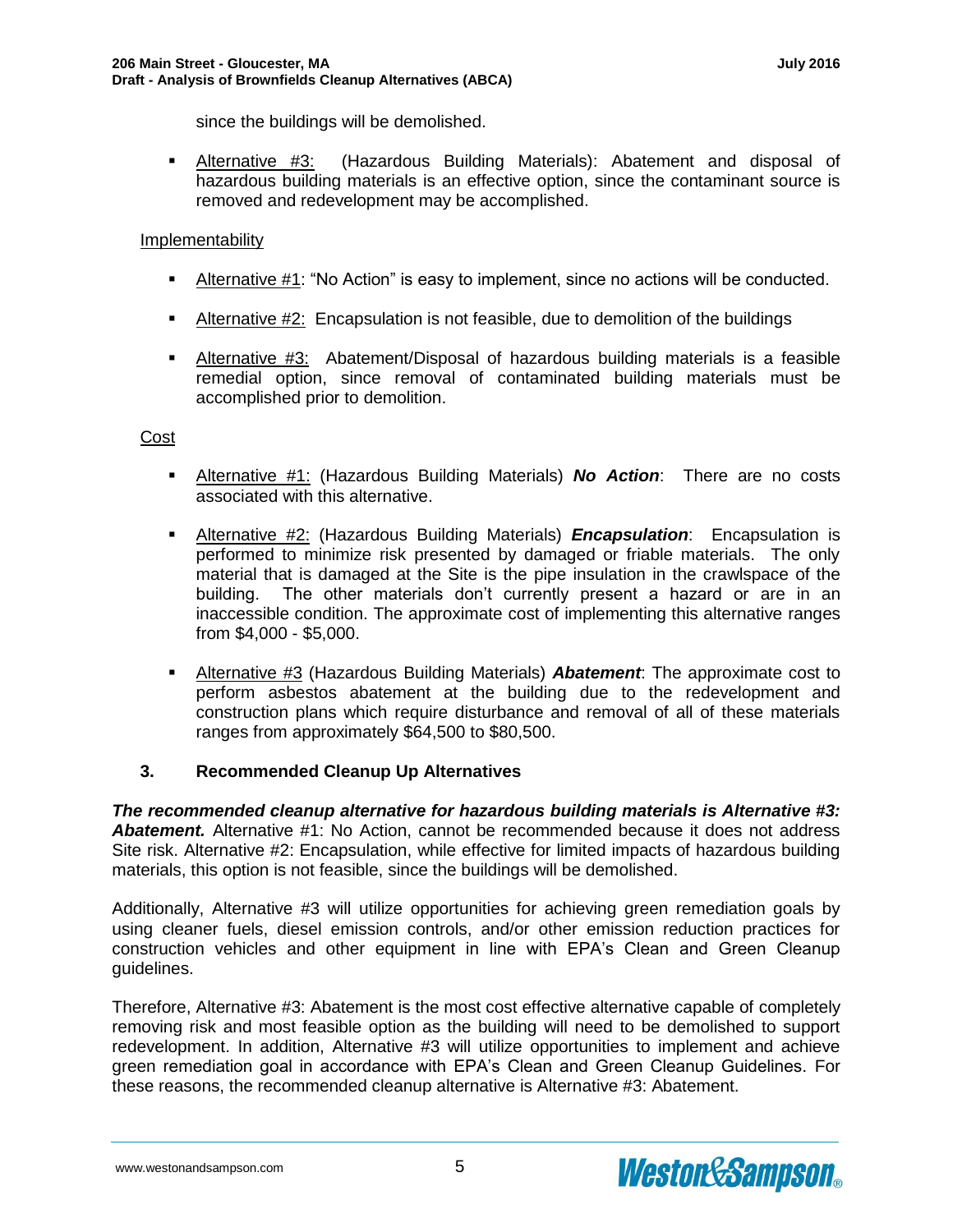since the buildings will be demolished.

- Alternative #3: (Hazardous Building Materials): Abatement and disposal of hazardous building materials is an effective option, since the contaminant source is removed and redevelopment may be accomplished.

Implementability

- Alternative #1: “No Action” is easy to implement, since no actions will be conducted.
- Alternative #2: Encapsulation is not feasible, due to demolition of the buildings
- Alternative #3: Abatement/Disposal of hazardous building materials is a feasible remedial option, since removal of contaminated building materials must be accomplished prior to demolition.

Cost

- Alternative #1: (Hazardous Building Materials) ***No Action***: There are no costs associated with this alternative.
- Alternative #2: (Hazardous Building Materials) ***Encapsulation***: Encapsulation is performed to minimize risk presented by damaged or friable materials. The only material that is damaged at the Site is the pipe insulation in the crawlspace of the building. The other materials don’t currently present a hazard or are in an inaccessible condition. The approximate cost of implementing this alternative ranges from $4,000 - $5,000.
- Alternative #3 (Hazardous Building Materials) ***Abatement***: The approximate cost to perform asbestos abatement at the building due to the redevelopment and construction plans which require disturbance and removal of all of these materials ranges from approximately $64,500 to $80,500.

## 3. Recommended Cleanup Up Alternatives

***The recommended cleanup alternative for hazardous building materials is Alternative #3: Abatement.*** Alternative #1: No Action, cannot be recommended because it does not address Site risk. Alternative #2: Encapsulation, while effective for limited impacts of hazardous building materials, this option is not feasible, since the buildings will be demolished.

Additionally, Alternative #3 will utilize opportunities for achieving green remediation goals by using cleaner fuels, diesel emission controls, and/or other emission reduction practices for construction vehicles and other equipment in line with EPA’s Clean and Green Cleanup guidelines.

Therefore, Alternative #3: Abatement is the most cost effective alternative capable of completely removing risk and most feasible option as the building will need to be demolished to support redevelopment. In addition, Alternative #3 will utilize opportunities to implement and achieve green remediation goal in accordance with EPA’s Clean and Green Cleanup Guidelines. For these reasons, the recommended cleanup alternative is Alternative #3: Abatement.